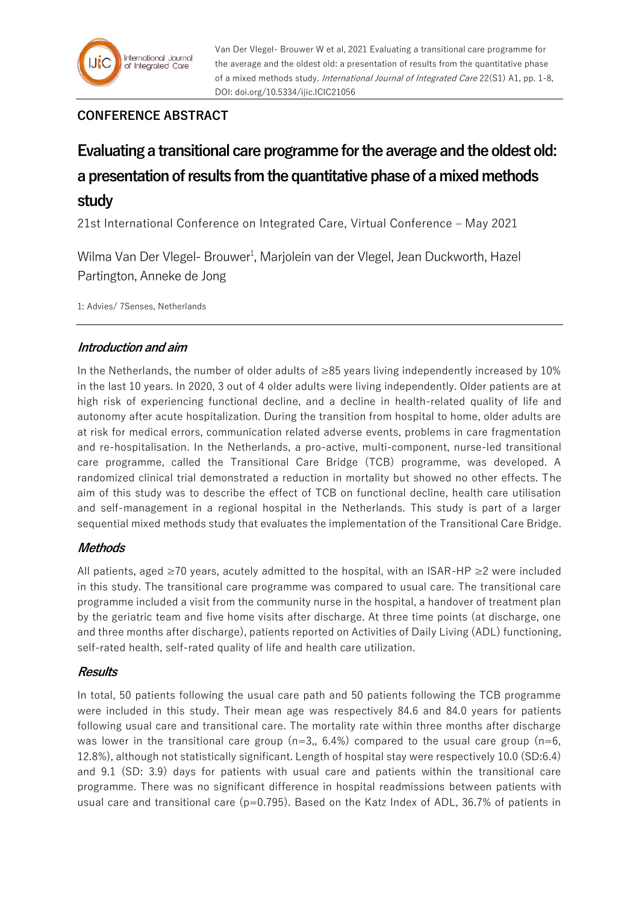## CONFERENCE ABSTRACT

# Evaluating a transitional care programme for the average and the oldest old: a presentation of results from the quantitative phase of a mixed methods study

21st International Conference on Integrated Care, Virtual Conference – May 2021

Wilma Van Der Vlegel- Brouwer[1], Marjolein van der Vlegel, Jean Duckworth, Hazel Partington, Anneke de Jong

1: Advies/ 7Senses, Netherlands

### *Introduction and aim*

In the Netherlands, the number of older adults of ≥85 years living independently increased by 10% in the last 10 years. In 2020, 3 out of 4 older adults were living independently. Older patients are at high risk of experiencing functional decline, and a decline in health-related quality of life and autonomy after acute hospitalization. During the transition from hospital to home, older adults are at risk for medical errors, communication related adverse events, problems in care fragmentation and re-hospitalisation. In the Netherlands, a pro-active, multi-component, nurse-led transitional care programme, called the Transitional Care Bridge (TCB) programme, was developed. A randomized clinical trial demonstrated a reduction in mortality but showed no other effects. The aim of this study was to describe the effect of TCB on functional decline, health care utilisation and self-management in a regional hospital in the Netherlands. This study is part of a larger sequential mixed methods study that evaluates the implementation of the Transitional Care Bridge.

### *Methods*

All patients, aged ≥70 years, acutely admitted to the hospital, with an ISAR-HP ≥2 were included in this study. The transitional care programme was compared to usual care. The transitional care programme included a visit from the community nurse in the hospital, a handover of treatment plan by the geriatric team and five home visits after discharge. At three time points (at discharge, one and three months after discharge), patients reported on Activities of Daily Living (ADL) functioning, self-rated health, self-rated quality of life and health care utilization.

### *Results*

In total, 50 patients following the usual care path and 50 patients following the TCB programme were included in this study. Their mean age was respectively 84.6 and 84.0 years for patients following usual care and transitional care. The mortality rate within three months after discharge was lower in the transitional care group (n=3,, 6.4%) compared to the usual care group (n=6, 12.8%), although not statistically significant. Length of hospital stay were respectively 10.0 (SD:6.4) and 9.1 (SD: 3.9) days for patients with usual care and patients within the transitional care programme. There was no significant difference in hospital readmissions between patients with usual care and transitional care (p=0.795). Based on the Katz Index of ADL, 36.7% of patients in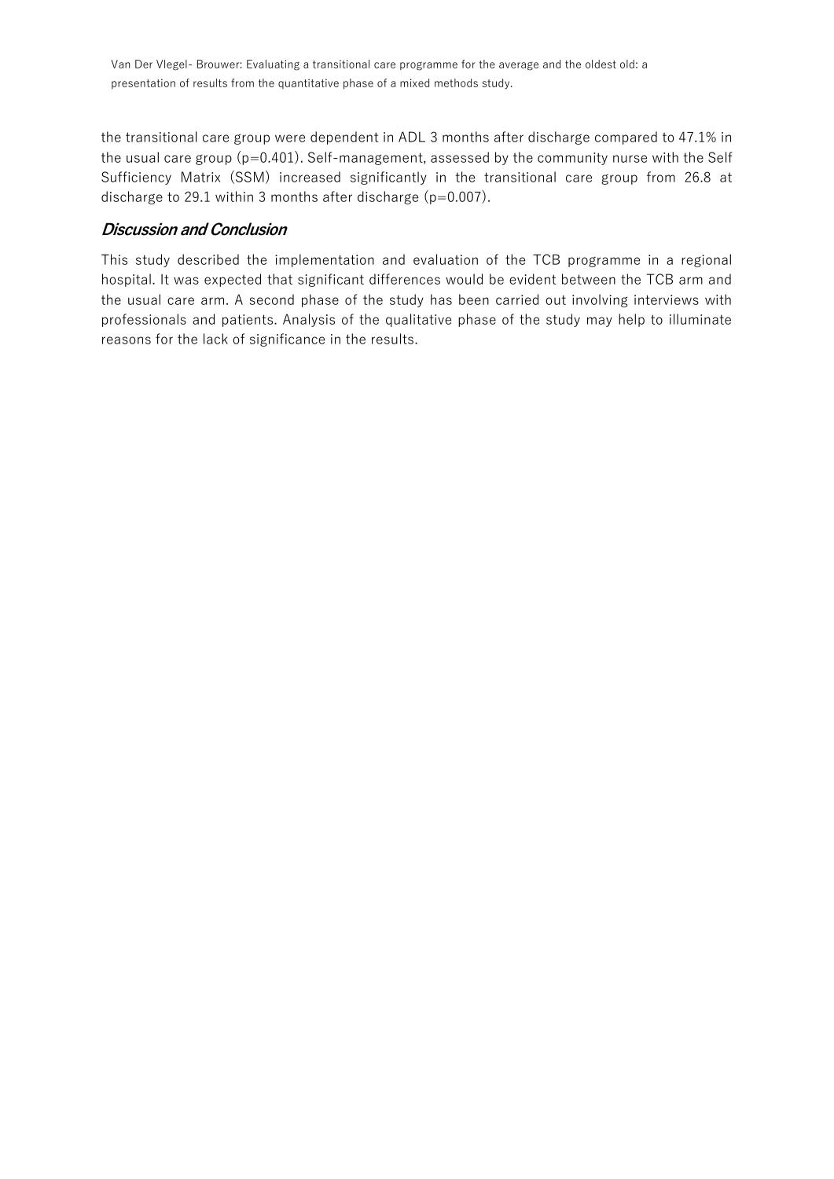the transitional care group were dependent in ADL 3 months after discharge compared to 47.1% in the usual care group ($p=0.401$). Self-management, assessed by the community nurse with the Self Sufficiency Matrix (SSM) increased significantly in the transitional care group from 26.8 at discharge to 29.1 within 3 months after discharge ($p=0.007$).

## Discussion and Conclusion

This study described the implementation and evaluation of the TCB programme in a regional hospital. It was expected that significant differences would be evident between the TCB arm and the usual care arm. A second phase of the study has been carried out involving interviews with professionals and patients. Analysis of the qualitative phase of the study may help to illuminate reasons for the lack of significance in the results.